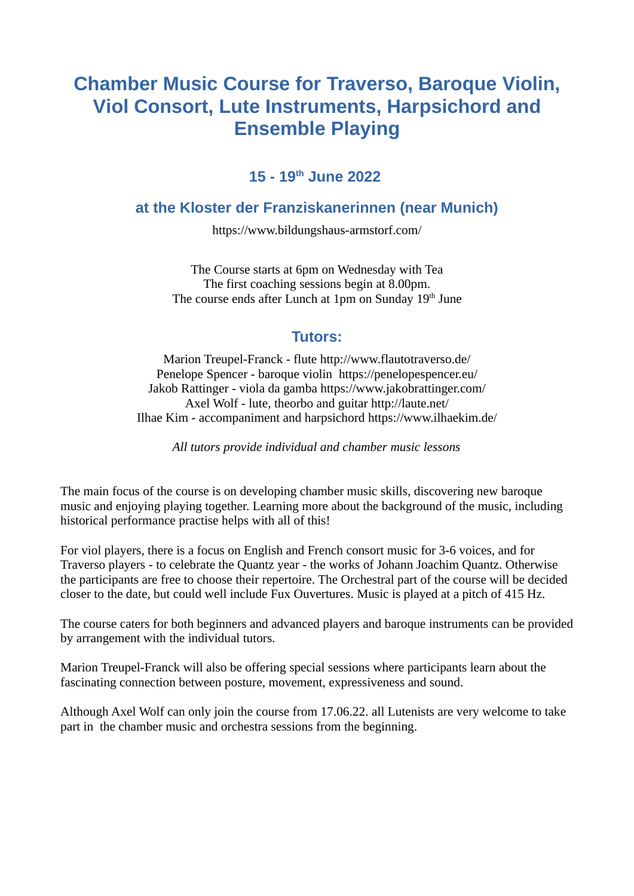# Chamber Music Course for Traverso, Baroque Violin, Viol Consort, Lute Instruments, Harpsichord and Ensemble Playing

### 15 - 19th June 2022

### at the Kloster der Franziskanerinnen (near Munich)

https://www.bildungshaus-armstorf.com/

The Course starts at 6pm on Wednesday with Tea
The first coaching sessions begin at 8.00pm.
The course ends after Lunch at 1pm on Sunday 19th June

### Tutors:

Marion Treupel-Franck - flute http://www.flautotraverso.de/
Penelope Spencer - baroque violin https://penelopespencer.eu/
Jakob Rattinger - viola da gamba https://www.jakobrattinger.com/
Axel Wolf - lute, theorbo and guitar http://laute.net/
Ilhae Kim - accompaniment and harpsichord https://www.ilhaekim.de/

*All tutors provide individual and chamber music lessons*

The main focus of the course is on developing chamber music skills, discovering new baroque music and enjoying playing together. Learning more about the background of the music, including historical performance practise helps with all of this!

For viol players, there is a focus on English and French consort music for 3-6 voices, and for Traverso players - to celebrate the Quantz year - the works of Johann Joachim Quantz. Otherwise the participants are free to choose their repertoire. The Orchestral part of the course will be decided closer to the date, but could well include Fux Ouvertures. Music is played at a pitch of 415 Hz.

The course caters for both beginners and advanced players and baroque instruments can be provided by arrangement with the individual tutors.

Marion Treupel-Franck will also be offering special sessions where participants learn about the fascinating connection between posture, movement, expressiveness and sound.

Although Axel Wolf can only join the course from 17.06.22. all Lutenists are very welcome to take part in the chamber music and orchestra sessions from the beginning.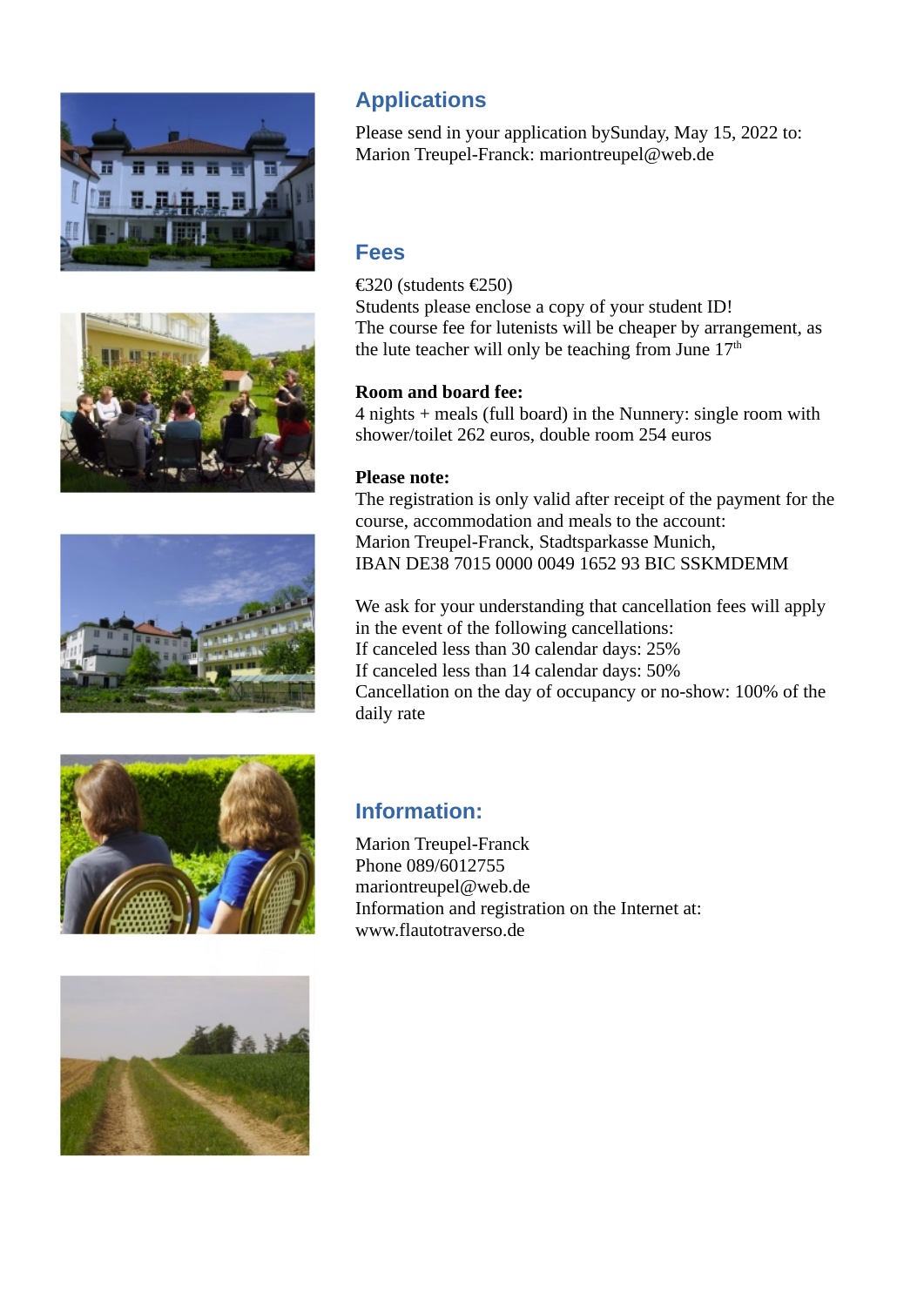## Applications

Please send in your application bySunday, May 15, 2022 to:
Marion Treupel-Franck: mariontreupel@web.de

## Fees

€320 (students €250)
Students please enclose a copy of your student ID!
The course fee for lutenists will be cheaper by arrangement, as the lute teacher will only be teaching from June 17th

**Room and board fee:**
4 nights + meals (full board) in the Nunnery: single room with shower/toilet 262 euros, double room 254 euros

**Please note:**
The registration is only valid after receipt of the payment for the course, accommodation and meals to the account:
Marion Treupel-Franck, Stadtsparkasse Munich,
IBAN DE38 7015 0000 0049 1652 93 BIC SSKMDEMM

We ask for your understanding that cancellation fees will apply in the event of the following cancellations:
If canceled less than 30 calendar days: 25%
If canceled less than 14 calendar days: 50%
Cancellation on the day of occupancy or no-show: 100% of the daily rate

## Information:

Marion Treupel-Franck
Phone 089/6012755
mariontreupel@web.de
Information and registration on the Internet at:
www.flautotraverso.de